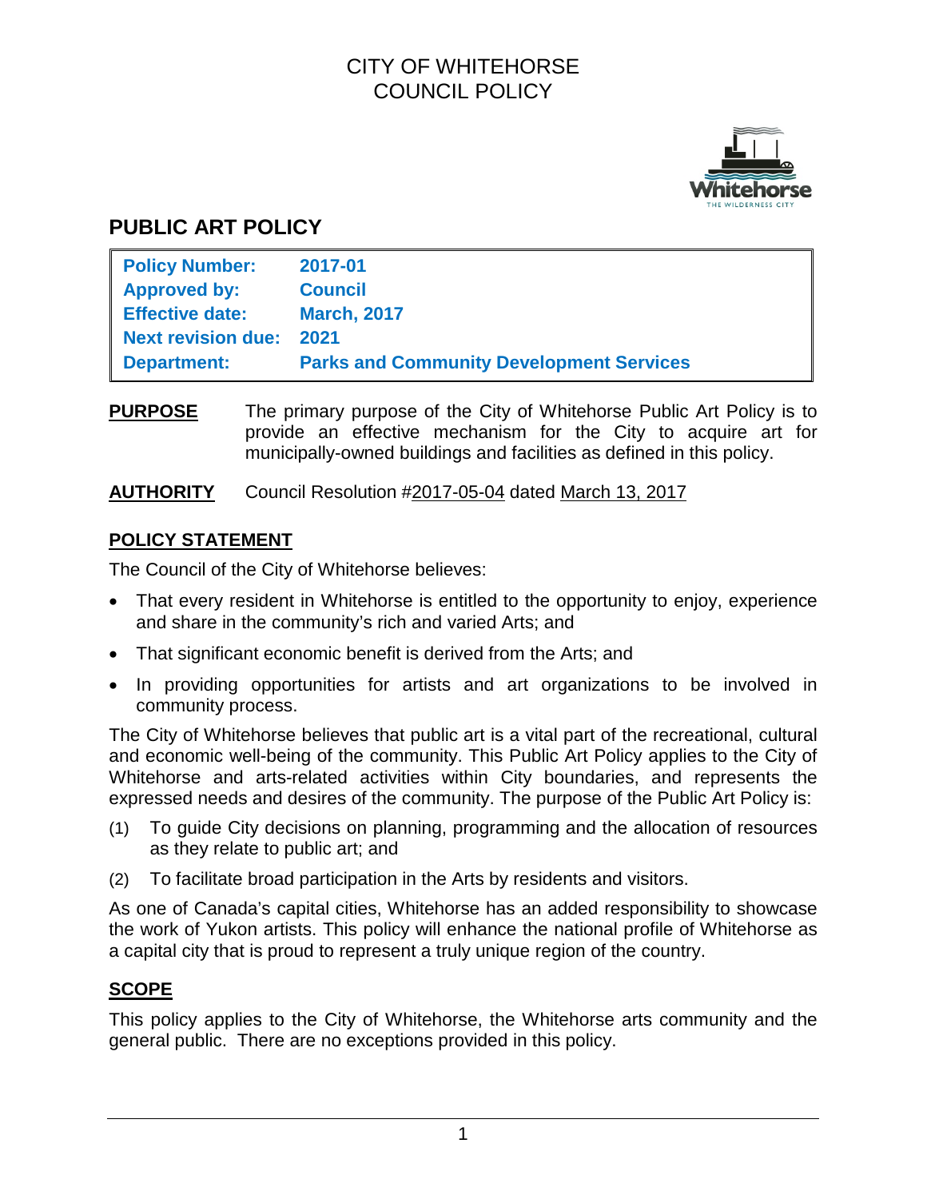CITY OF WHITEHORSE
COUNCIL POLICY

# PUBLIC ART POLICY

| **Policy Number:** | **2017-01** |
| --- | --- |
| **Approved by:** | **Council** |
| **Effective date:** | **March, 2017** |
| **Next revision due:** | **2021** |
| **Department:** | **Parks and Community Development Services** |

**PURPOSE** The primary purpose of the City of Whitehorse Public Art Policy is to provide an effective mechanism for the City to acquire art for municipally-owned buildings and facilities as defined in this policy.

**AUTHORITY** Council Resolution #2017-05-04 dated March 13, 2017

## POLICY STATEMENT

The Council of the City of Whitehorse believes:

- That every resident in Whitehorse is entitled to the opportunity to enjoy, experience and share in the community's rich and varied Arts; and
- That significant economic benefit is derived from the Arts; and
- In providing opportunities for artists and art organizations to be involved in community process.

The City of Whitehorse believes that public art is a vital part of the recreational, cultural and economic well-being of the community. This Public Art Policy applies to the City of Whitehorse and arts-related activities within City boundaries, and represents the expressed needs and desires of the community. The purpose of the Public Art Policy is:

(1) To guide City decisions on planning, programming and the allocation of resources as they relate to public art; and

(2) To facilitate broad participation in the Arts by residents and visitors.

As one of Canada's capital cities, Whitehorse has an added responsibility to showcase the work of Yukon artists. This policy will enhance the national profile of Whitehorse as a capital city that is proud to represent a truly unique region of the country.

## SCOPE

This policy applies to the City of Whitehorse, the Whitehorse arts community and the general public. There are no exceptions provided in this policy.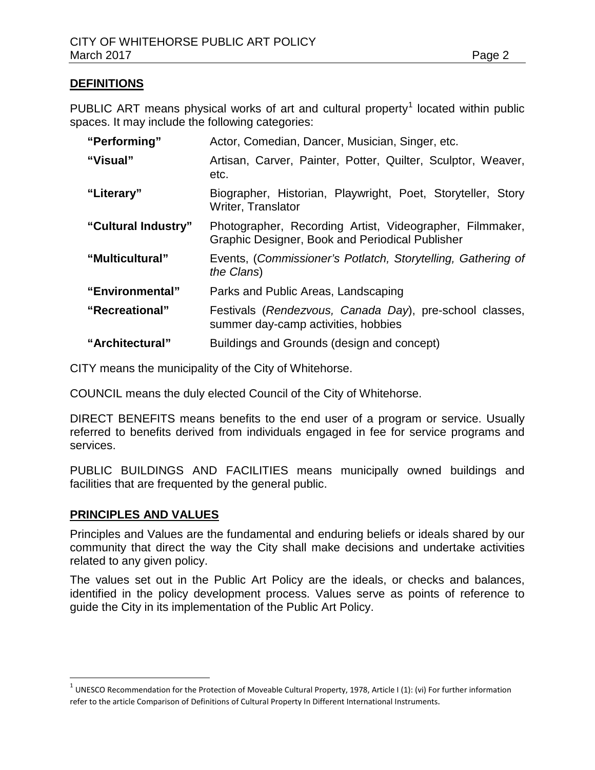## DEFINITIONS

PUBLIC ART means physical works of art and cultural property[1] located within public spaces. It may include the following categories:

| | |
|---|---|
| **"Performing"** | Actor, Comedian, Dancer, Musician, Singer, etc. |
| **"Visual"** | Artisan, Carver, Painter, Potter, Quilter, Sculptor, Weaver, etc. |
| **"Literary"** | Biographer, Historian, Playwright, Poet, Storyteller, Story Writer, Translator |
| **"Cultural Industry"** | Photographer, Recording Artist, Videographer, Filmmaker, Graphic Designer, Book and Periodical Publisher |
| **"Multicultural"** | Events, (*Commissioner's Potlatch, Storytelling, Gathering of the Clans*) |
| **"Environmental"** | Parks and Public Areas, Landscaping |
| **"Recreational"** | Festivals (*Rendezvous, Canada Day*), pre-school classes, summer day-camp activities, hobbies |
| **"Architectural"** | Buildings and Grounds (design and concept) |

CITY means the municipality of the City of Whitehorse.

COUNCIL means the duly elected Council of the City of Whitehorse.

DIRECT BENEFITS means benefits to the end user of a program or service. Usually referred to benefits derived from individuals engaged in fee for service programs and services.

PUBLIC BUILDINGS AND FACILITIES means municipally owned buildings and facilities that are frequented by the general public.

## PRINCIPLES AND VALUES

Principles and Values are the fundamental and enduring beliefs or ideals shared by our community that direct the way the City shall make decisions and undertake activities related to any given policy.

The values set out in the Public Art Policy are the ideals, or checks and balances, identified in the policy development process. Values serve as points of reference to guide the City in its implementation of the Public Art Policy.

[1] UNESCO Recommendation for the Protection of Moveable Cultural Property, 1978, Article I (1): (vi) For further information refer to the article Comparison of Definitions of Cultural Property In Different International Instruments.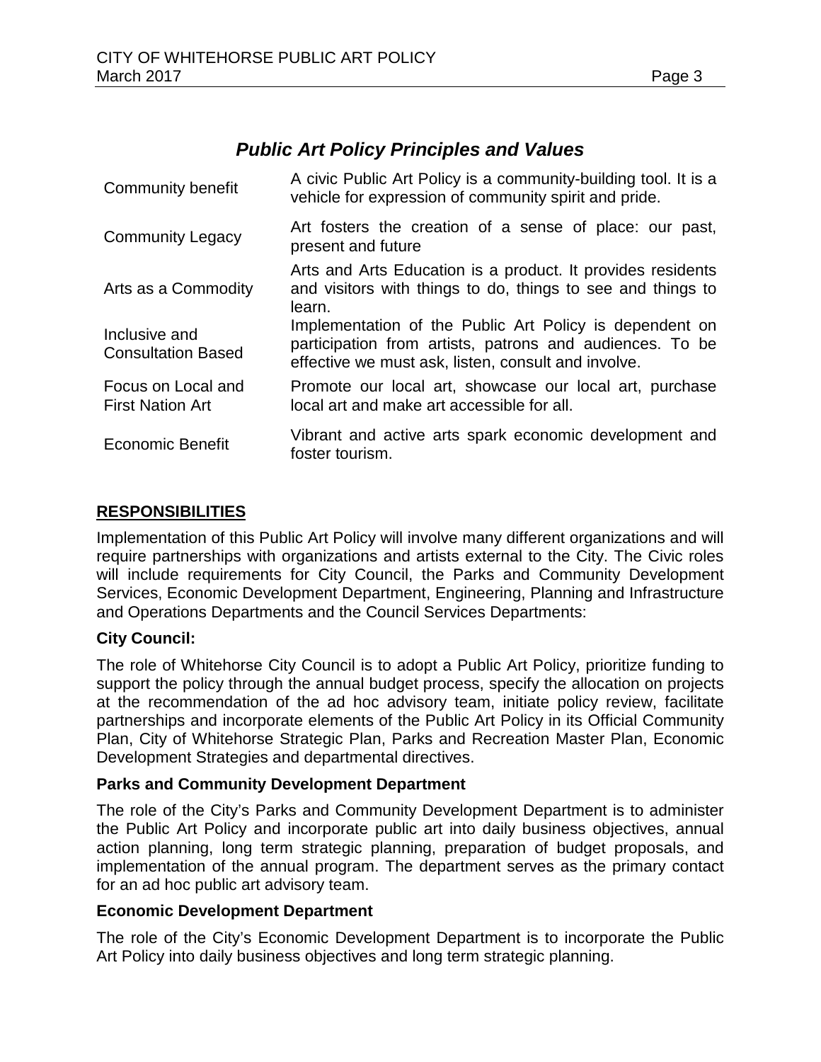## *Public Art Policy Principles and Values*

| | |
|---|---|
| Community benefit | A civic Public Art Policy is a community-building tool. It is a vehicle for expression of community spirit and pride. |
| Community Legacy | Art fosters the creation of a sense of place: our past, present and future |
| Arts as a Commodity | Arts and Arts Education is a product. It provides residents and visitors with things to do, things to see and things to learn. |
| Inclusive and Consultation Based | Implementation of the Public Art Policy is dependent on participation from artists, patrons and audiences. To be effective we must ask, listen, consult and involve. |
| Focus on Local and First Nation Art | Promote our local art, showcase our local art, purchase local art and make art accessible for all. |
| Economic Benefit | Vibrant and active arts spark economic development and foster tourism. |

## RESPONSIBILITIES

Implementation of this Public Art Policy will involve many different organizations and will require partnerships with organizations and artists external to the City. The Civic roles will include requirements for City Council, the Parks and Community Development Services, Economic Development Department, Engineering, Planning and Infrastructure and Operations Departments and the Council Services Departments:

### City Council:

The role of Whitehorse City Council is to adopt a Public Art Policy, prioritize funding to support the policy through the annual budget process, specify the allocation on projects at the recommendation of the ad hoc advisory team, initiate policy review, facilitate partnerships and incorporate elements of the Public Art Policy in its Official Community Plan, City of Whitehorse Strategic Plan, Parks and Recreation Master Plan, Economic Development Strategies and departmental directives.

### Parks and Community Development Department

The role of the City's Parks and Community Development Department is to administer the Public Art Policy and incorporate public art into daily business objectives, annual action planning, long term strategic planning, preparation of budget proposals, and implementation of the annual program. The department serves as the primary contact for an ad hoc public art advisory team.

### Economic Development Department

The role of the City's Economic Development Department is to incorporate the Public Art Policy into daily business objectives and long term strategic planning.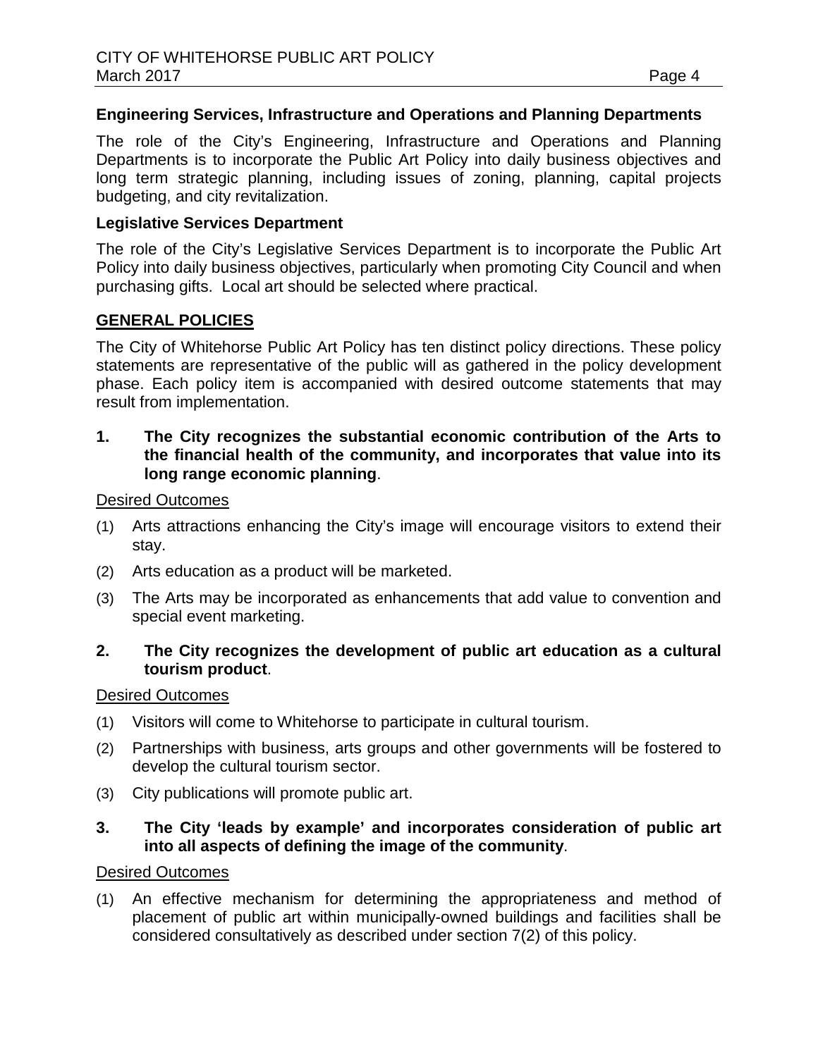### Engineering Services, Infrastructure and Operations and Planning Departments

The role of the City's Engineering, Infrastructure and Operations and Planning Departments is to incorporate the Public Art Policy into daily business objectives and long term strategic planning, including issues of zoning, planning, capital projects budgeting, and city revitalization.

### Legislative Services Department

The role of the City's Legislative Services Department is to incorporate the Public Art Policy into daily business objectives, particularly when promoting City Council and when purchasing gifts. Local art should be selected where practical.

## GENERAL POLICIES

The City of Whitehorse Public Art Policy has ten distinct policy directions. These policy statements are representative of the public will as gathered in the policy development phase. Each policy item is accompanied with desired outcome statements that may result from implementation.

**1. The City recognizes the substantial economic contribution of the Arts to the financial health of the community, and incorporates that value into its long range economic planning**.

Desired Outcomes

(1) Arts attractions enhancing the City's image will encourage visitors to extend their stay.

(2) Arts education as a product will be marketed.

(3) The Arts may be incorporated as enhancements that add value to convention and special event marketing.

**2. The City recognizes the development of public art education as a cultural tourism product**.

Desired Outcomes

(1) Visitors will come to Whitehorse to participate in cultural tourism.

(2) Partnerships with business, arts groups and other governments will be fostered to develop the cultural tourism sector.

(3) City publications will promote public art.

**3. The City 'leads by example' and incorporates consideration of public art into all aspects of defining the image of the community**.

Desired Outcomes

(1) An effective mechanism for determining the appropriateness and method of placement of public art within municipally-owned buildings and facilities shall be considered consultatively as described under section 7(2) of this policy.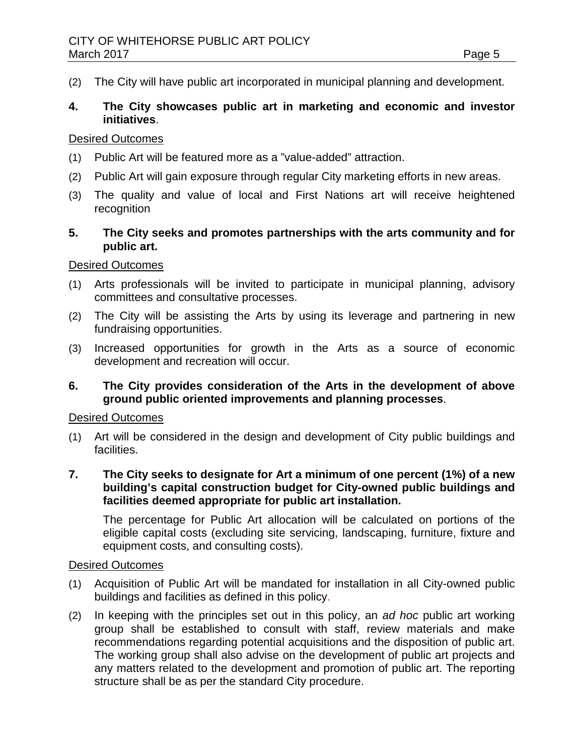(2) The City will have public art incorporated in municipal planning and development.

**4. The City showcases public art in marketing and economic and investor initiatives**.

Desired Outcomes

(1) Public Art will be featured more as a ”value-added” attraction.

(2) Public Art will gain exposure through regular City marketing efforts in new areas.

(3) The quality and value of local and First Nations art will receive heightened recognition

**5. The City seeks and promotes partnerships with the arts community and for public art.**

Desired Outcomes

(1) Arts professionals will be invited to participate in municipal planning, advisory committees and consultative processes.

(2) The City will be assisting the Arts by using its leverage and partnering in new fundraising opportunities.

(3) Increased opportunities for growth in the Arts as a source of economic development and recreation will occur.

**6. The City provides consideration of the Arts in the development of above ground public oriented improvements and planning processes**.

Desired Outcomes

(1) Art will be considered in the design and development of City public buildings and facilities.

**7. The City seeks to designate for Art a minimum of one percent (1%) of a new building's capital construction budget for City-owned public buildings and facilities deemed appropriate for public art installation.**

The percentage for Public Art allocation will be calculated on portions of the eligible capital costs (excluding site servicing, landscaping, furniture, fixture and equipment costs, and consulting costs).

Desired Outcomes

(1) Acquisition of Public Art will be mandated for installation in all City-owned public buildings and facilities as defined in this policy.

(2) In keeping with the principles set out in this policy, an *ad hoc* public art working group shall be established to consult with staff, review materials and make recommendations regarding potential acquisitions and the disposition of public art. The working group shall also advise on the development of public art projects and any matters related to the development and promotion of public art. The reporting structure shall be as per the standard City procedure.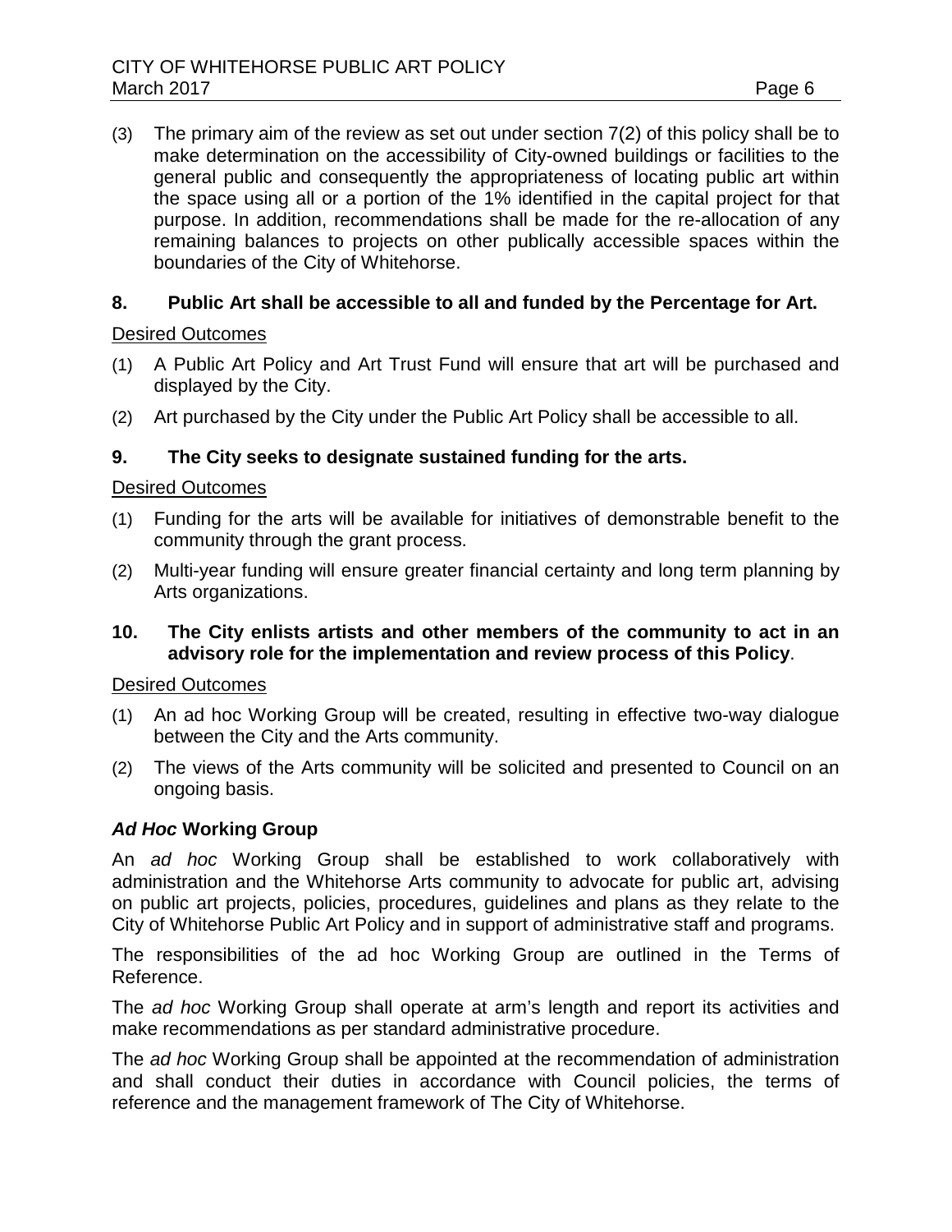(3) The primary aim of the review as set out under section 7(2) of this policy shall be to make determination on the accessibility of City-owned buildings or facilities to the general public and consequently the appropriateness of locating public art within the space using all or a portion of the 1% identified in the capital project for that purpose. In addition, recommendations shall be made for the re-allocation of any remaining balances to projects on other publically accessible spaces within the boundaries of the City of Whitehorse.

## 8. Public Art shall be accessible to all and funded by the Percentage for Art.

Desired Outcomes

(1) A Public Art Policy and Art Trust Fund will ensure that art will be purchased and displayed by the City.

(2) Art purchased by the City under the Public Art Policy shall be accessible to all.

## 9. The City seeks to designate sustained funding for the arts.

Desired Outcomes

(1) Funding for the arts will be available for initiatives of demonstrable benefit to the community through the grant process.

(2) Multi-year funding will ensure greater financial certainty and long term planning by Arts organizations.

## 10. The City enlists artists and other members of the community to act in an advisory role for the implementation and review process of this Policy.

Desired Outcomes

(1) An ad hoc Working Group will be created, resulting in effective two-way dialogue between the City and the Arts community.

(2) The views of the Arts community will be solicited and presented to Council on an ongoing basis.

### *Ad Hoc* Working Group

An *ad hoc* Working Group shall be established to work collaboratively with administration and the Whitehorse Arts community to advocate for public art, advising on public art projects, policies, procedures, guidelines and plans as they relate to the City of Whitehorse Public Art Policy and in support of administrative staff and programs.

The responsibilities of the ad hoc Working Group are outlined in the Terms of Reference.

The *ad hoc* Working Group shall operate at arm's length and report its activities and make recommendations as per standard administrative procedure.

The *ad hoc* Working Group shall be appointed at the recommendation of administration and shall conduct their duties in accordance with Council policies, the terms of reference and the management framework of The City of Whitehorse.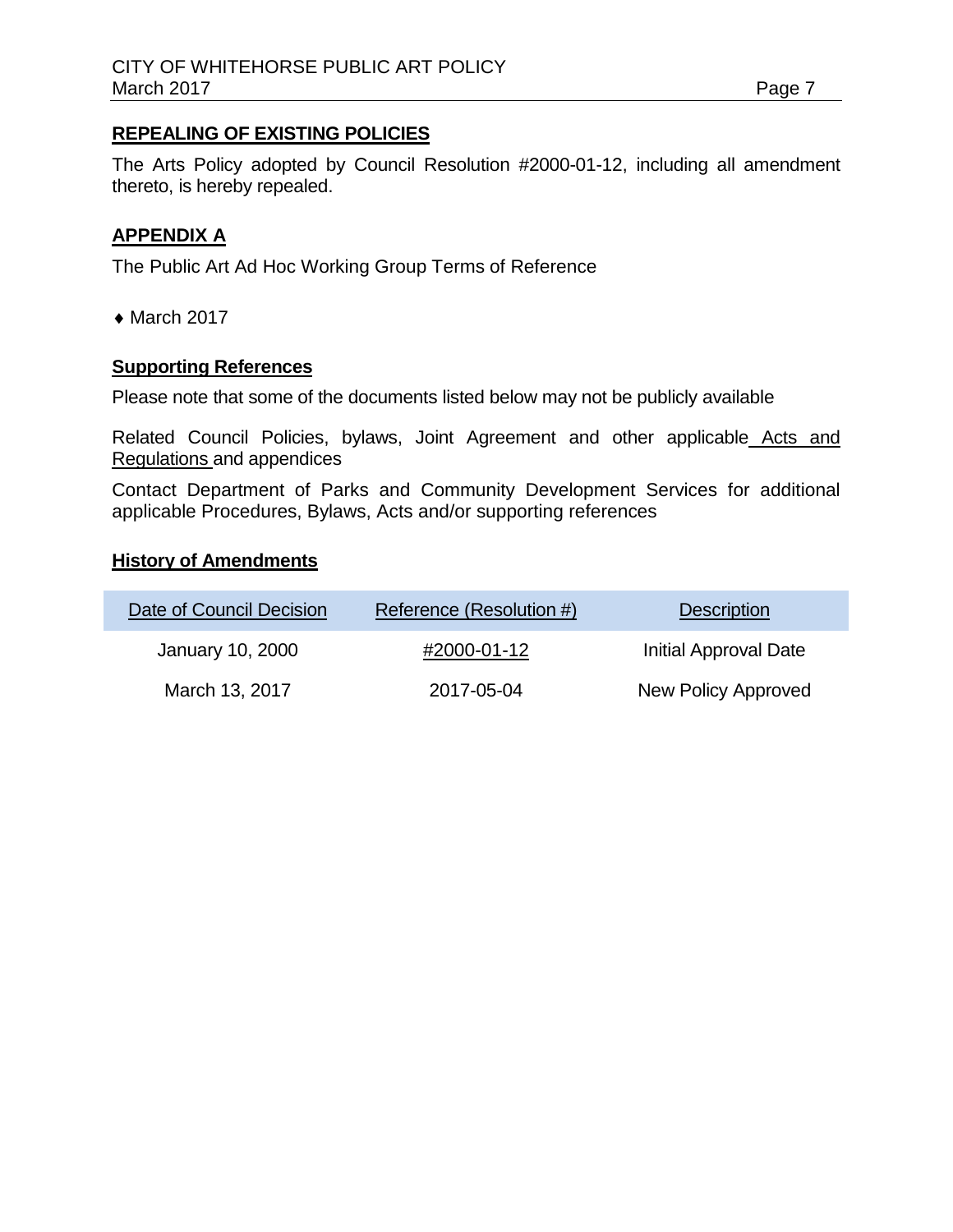## REPEALING OF EXISTING POLICIES

The Arts Policy adopted by Council Resolution #2000-01-12, including all amendment thereto, is hereby repealed.

## APPENDIX A

The Public Art Ad Hoc Working Group Terms of Reference

- March 2017

### Supporting References

Please note that some of the documents listed below may not be publicly available

Related Council Policies, bylaws, Joint Agreement and other applicable Acts and Regulations and appendices

Contact Department of Parks and Community Development Services for additional applicable Procedures, Bylaws, Acts and/or supporting references

### History of Amendments

| Date of Council Decision | Reference (Resolution #) | Description |
|---|---|---|
| January 10, 2000 | #2000-01-12 | Initial Approval Date |
| March 13, 2017 | 2017-05-04 | New Policy Approved |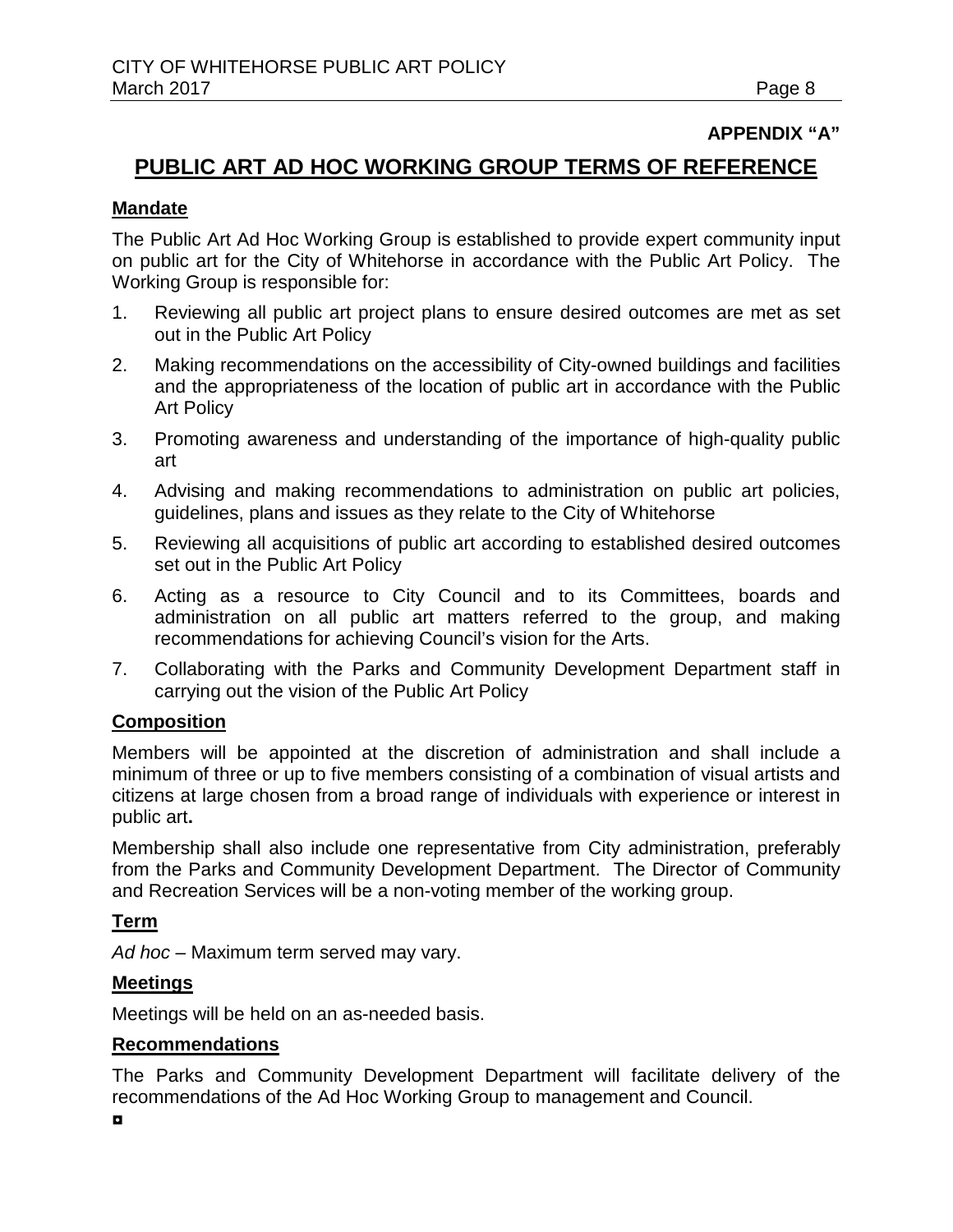**APPENDIX "A"**

# PUBLIC ART AD HOC WORKING GROUP TERMS OF REFERENCE

## Mandate

The Public Art Ad Hoc Working Group is established to provide expert community input on public art for the City of Whitehorse in accordance with the Public Art Policy. The Working Group is responsible for:

1. Reviewing all public art project plans to ensure desired outcomes are met as set out in the Public Art Policy
2. Making recommendations on the accessibility of City-owned buildings and facilities and the appropriateness of the location of public art in accordance with the Public Art Policy
3. Promoting awareness and understanding of the importance of high-quality public art
4. Advising and making recommendations to administration on public art policies, guidelines, plans and issues as they relate to the City of Whitehorse
5. Reviewing all acquisitions of public art according to established desired outcomes set out in the Public Art Policy
6. Acting as a resource to City Council and to its Committees, boards and administration on all public art matters referred to the group, and making recommendations for achieving Council's vision for the Arts.
7. Collaborating with the Parks and Community Development Department staff in carrying out the vision of the Public Art Policy

## Composition

Members will be appointed at the discretion of administration and shall include a minimum of three or up to five members consisting of a combination of visual artists and citizens at large chosen from a broad range of individuals with experience or interest in public art**.**

Membership shall also include one representative from City administration, preferably from the Parks and Community Development Department. The Director of Community and Recreation Services will be a non-voting member of the working group.

## Term

*Ad hoc* – Maximum term served may vary.

## Meetings

Meetings will be held on an as-needed basis.

## Recommendations

The Parks and Community Development Department will facilitate delivery of the recommendations of the Ad Hoc Working Group to management and Council.

◘